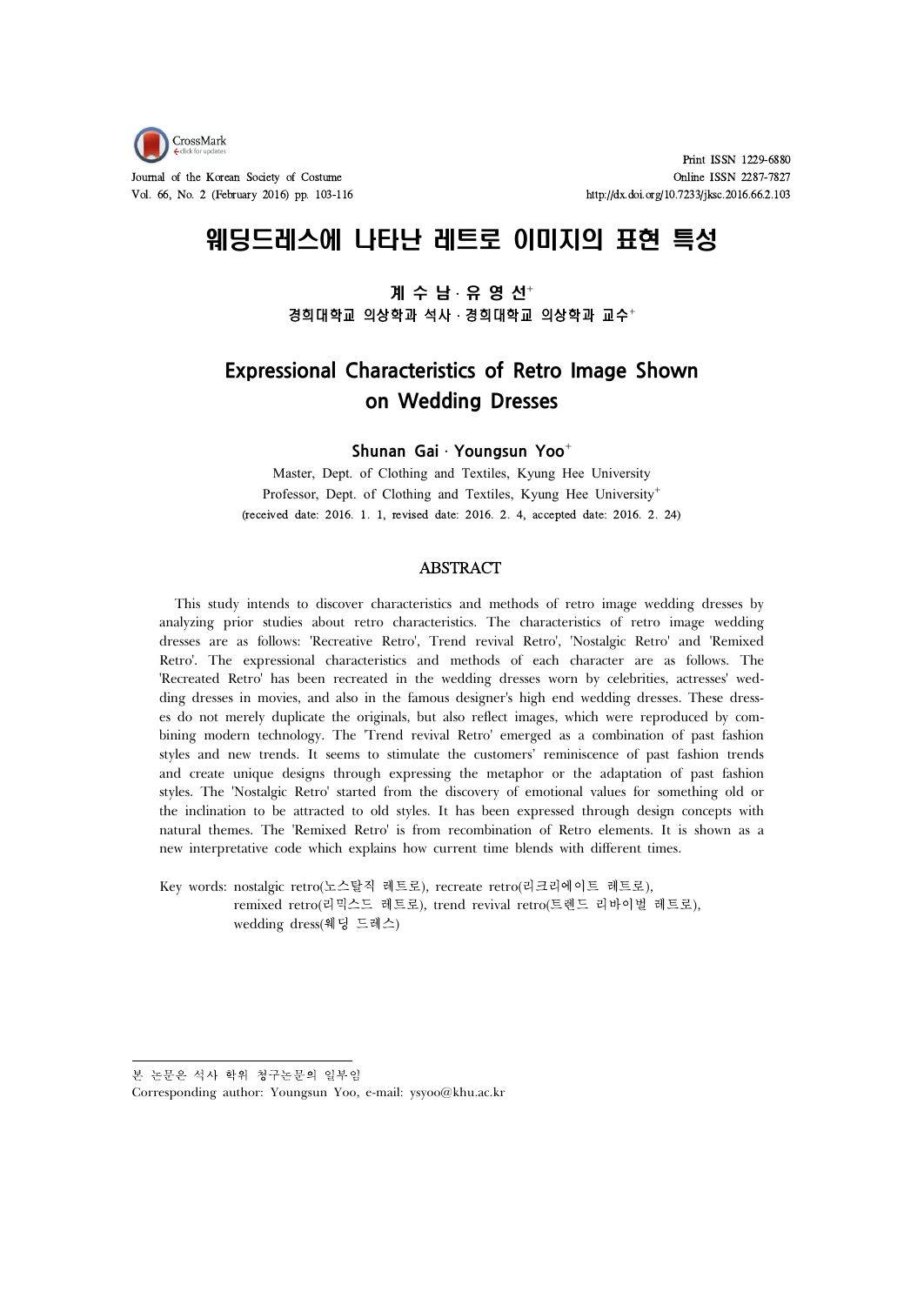# 웨딩드레스에 나타난 레트로 이미지의 표현 특성

**계 수 남 · 유 영 선[+]**

**경희대학교 의상학과 석사 · 경희대학교 의상학과 교수[+]**

# Expressional Characteristics of Retro Image Shown on Wedding Dresses

**Shunan Gai · Youngsun Yoo[+]**

Master, Dept. of Clothing and Textiles, Kyung Hee University
Professor, Dept. of Clothing and Textiles, Kyung Hee University[+]
(received date: 2016. 1. 1, revised date: 2016. 2. 4, accepted date: 2016. 2. 24)

## ABSTRACT

This study intends to discover characteristics and methods of retro image wedding dresses by analyzing prior studies about retro characteristics. The characteristics of retro image wedding dresses are as follows: 'Recreative Retro', Trend revival Retro', 'Nostalgic Retro' and 'Remixed Retro'. The expressional characteristics and methods of each character are as follows. The 'Recreated Retro' has been recreated in the wedding dresses worn by celebrities, actresses' wedding dresses in movies, and also in the famous designer's high end wedding dresses. These dresses do not merely duplicate the originals, but also reflect images, which were reproduced by combining modern technology. The 'Trend revival Retro' emerged as a combination of past fashion styles and new trends. It seems to stimulate the customers' reminiscence of past fashion trends and create unique designs through expressing the metaphor or the adaptation of past fashion styles. The 'Nostalgic Retro' started from the discovery of emotional values for something old or the inclination to be attracted to old styles. It has been expressed through design concepts with natural themes. The 'Remixed Retro' is from recombination of Retro elements. It is shown as a new interpretative code which explains how current time blends with different times.

Key words: nostalgic retro(노스탈직 레트로), recreate retro(리크리에이트 레트로), remixed retro(리믹스드 레트로), trend revival retro(트렌드 리바이벌 레트로), wedding dress(웨딩 드레스)

---

본 논문은 석사 학위 청구논문의 일부임

Corresponding author: Youngsun Yoo, e-mail: ysyoo@khu.ac.kr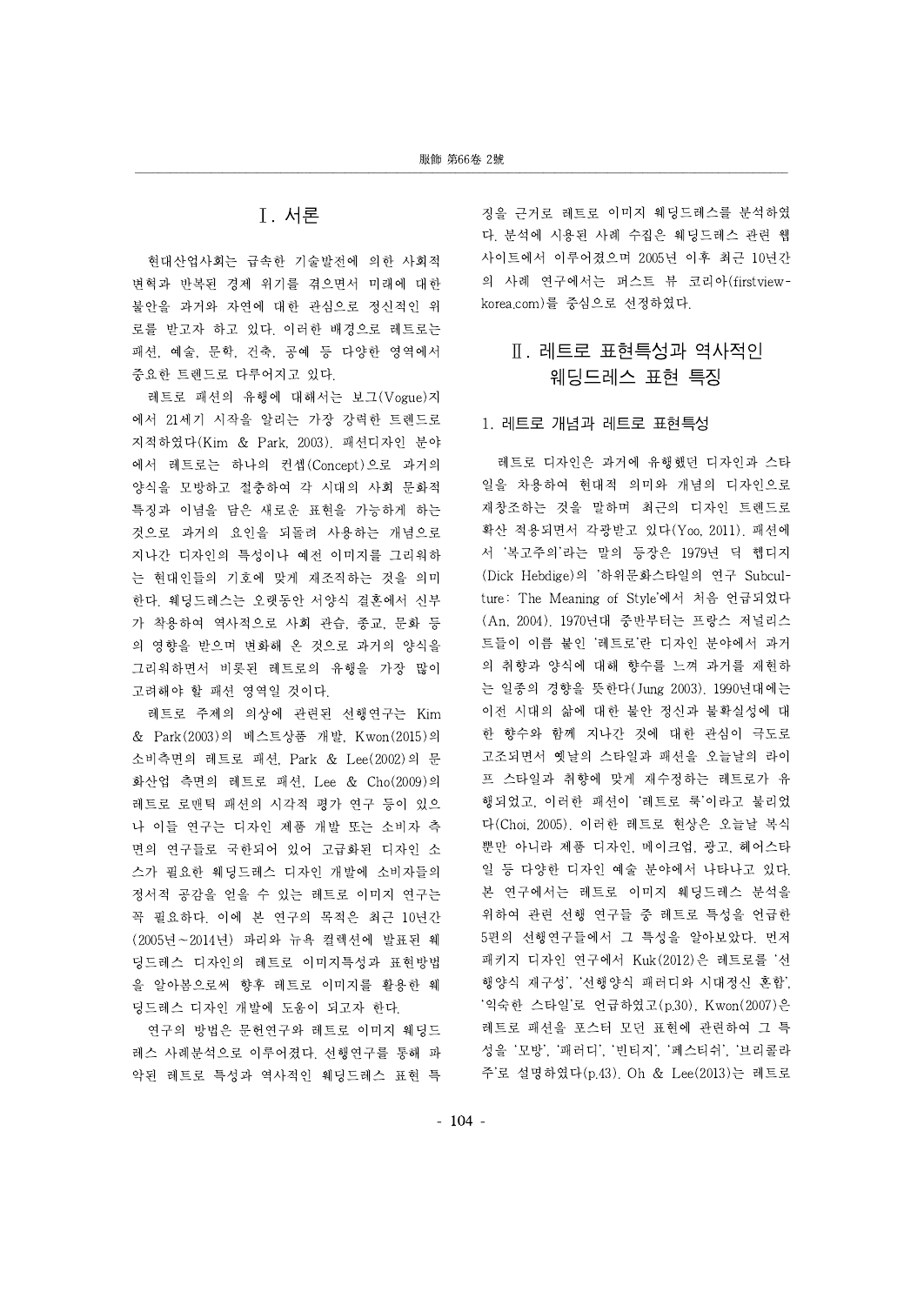# Ⅰ. 서론

현대산업사회는 급속한 기술발전에 의한 사회적 변혁과 반복된 경제 위기를 겪으면서 미래에 대한 불안을 과거와 자연에 대한 관심으로 정신적인 위로를 받고자 하고 있다. 이러한 배경으로 레트로는 패션, 예술, 문학, 건축, 공예 등 다양한 영역에서 중요한 트렌드로 다루어지고 있다.

레트로 패션의 유행에 대해서는 보그(Vogue)지에서 21세기 시작을 알리는 가장 강력한 트렌드로 지적하였다(Kim & Park, 2003). 패션디자인 분야에서 레트로는 하나의 컨셉(Concept)으로 과거의 양식을 모방하고 절충하여 각 시대의 사회 문화적 특징과 이념을 담은 새로운 표현을 가능하게 하는 것으로 과거의 요인을 되돌려 사용하는 개념으로 지나간 디자인의 특성이나 예전 이미지를 그리워하는 현대인들의 기호에 맞게 재조직하는 것을 의미한다. 웨딩드레스는 오랫동안 서양식 결혼에서 신부가 착용하여 역사적으로 사회 관습, 종교, 문화 등의 영향을 받으며 변화해 온 것으로 과거의 양식을 그리워하면서 비롯된 레트로의 유행을 가장 많이 고려해야 할 패션 영역일 것이다.

레트로 주제의 의상에 관련된 선행연구는 Kim & Park(2003)의 베스트상품 개발, Kwon(2015)의 소비측면의 레트로 패션, Park & Lee(2002)의 문화산업 측면의 레트로 패션, Lee & Cho(2009)의 레트로 로맨틱 패션의 시각적 평가 연구 등이 있으나 이들 연구는 디자인 제품 개발 또는 소비자 측면의 연구들로 국한되어 있어 고급화된 디자인 소스가 필요한 웨딩드레스 디자인 개발에 소비자들의 정서적 공감을 얻을 수 있는 레트로 이미지 연구는 꼭 필요하다. 이에 본 연구의 목적은 최근 10년간(2005년~2014년) 파리와 뉴욕 컬렉션에 발표된 웨딩드레스 디자인의 레트로 이미지특성과 표현방법을 알아봄으로써 향후 레트로 이미지를 활용한 웨딩드레스 디자인 개발에 도움이 되고자 한다.

연구의 방법은 문헌연구와 레트로 이미지 웨딩드레스 사례분석으로 이루어졌다. 선행연구를 통해 파악된 레트로 특성과 역사적인 웨딩드레스 표현 특징을 근거로 레트로 이미지 웨딩드레스를 분석하였다. 분석에 사용된 사례 수집은 웨딩드레스 관련 웹사이트에서 이루어졌으며 2005년 이후 최근 10년간의 사례 연구에서는 퍼스트 뷰 코리아(firstview-korea.com)를 중심으로 선정하였다.

# Ⅱ. 레트로 표현특성과 역사적인 웨딩드레스 표현 특징

## 1. 레트로 개념과 레트로 표현특성

레트로 디자인은 과거에 유행했던 디자인과 스타일을 차용하여 현대적 의미와 개념의 디자인으로 재창조하는 것을 말하며 최근의 디자인 트렌드로 확산 적용되면서 각광받고 있다(Yoo, 2011). 패션에서 '복고주의'라는 말의 등장은 1979년 딕 헵디지(Dick Hebdige)의 '하위문화스타일의 연구 Subculture: The Meaning of Style'에서 처음 언급되었다(An, 2004). 1970년대 중반부터는 프랑스 저널리스트들이 이름 붙인 '레트로'란 디자인 분야에서 과거의 취향과 양식에 대해 향수를 느껴 과거를 재현하는 일종의 경향을 뜻한다(Jung 2003). 1990년대에는 이전 시대의 삶에 대한 불안 정신과 불확실성에 대한 향수와 함께 지나간 것에 대한 관심이 극도로 고조되면서 옛날의 스타일과 패션을 오늘날의 라이프 스타일과 취향에 맞게 재수정하는 레트로가 유행되었고, 이러한 패션이 '레트로 룩'이라고 불리었다(Choi, 2005). 이러한 레트로 현상은 오늘날 복식뿐만 아니라 제품 디자인, 메이크업, 광고, 헤어스타일 등 다양한 디자인 예술 분야에서 나타나고 있다. 본 연구에서는 레트로 이미지 웨딩드레스 분석을 위하여 관련 선행 연구들 중 레트로 특성을 언급한 5편의 선행연구들에서 그 특성을 알아보았다. 먼저 패키지 디자인 연구에서 Kuk(2012)은 레트로를 '선행양식 재구성', '선행양식 패러디와 시대정신 혼합', '익숙한 스타일'로 언급하였고(p.30), Kwon(2007)은 레트로 패션을 포스터 모던 표현에 관련하여 그 특성을 '모방', '패러디', '빈티지', '페스티쉬', '브리콜라주'로 설명하였다(p.43). Oh & Lee(2013)는 레트로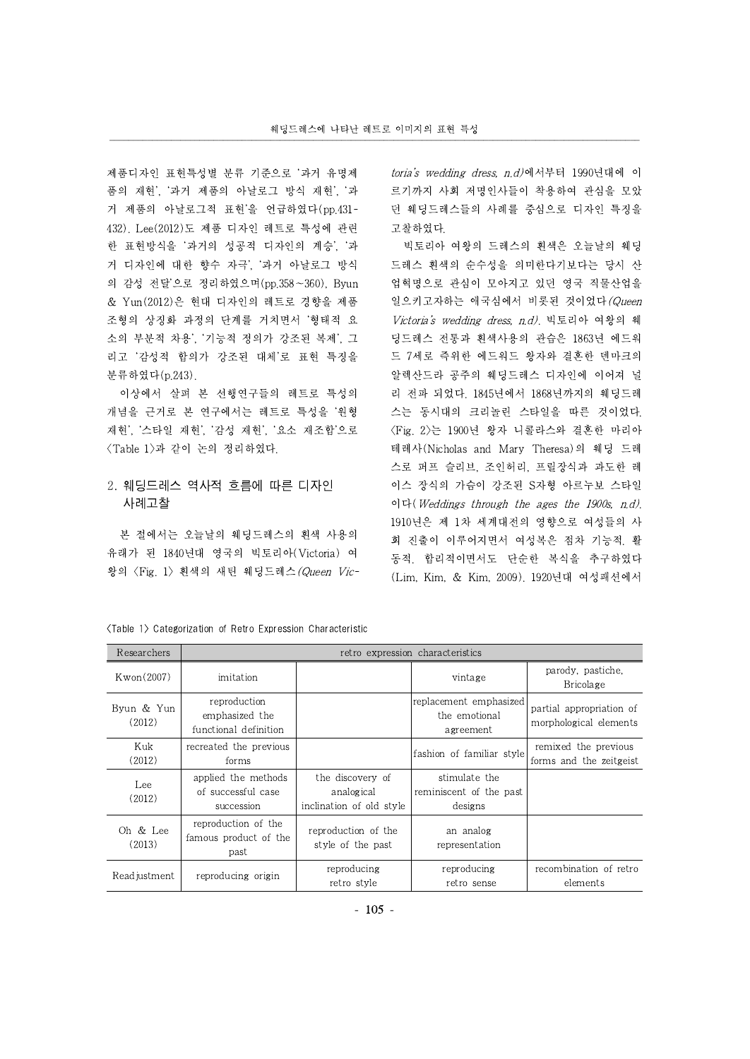제품디자인 표현특성별 분류 기준으로 '과거 유명제품의 재현', '과거 제품의 아날로그 방식 재현', '과거 제품의 아날로그적 표현'을 언급하였다(pp.431-432). Lee(2012)도 제품 디자인 레트로 특성에 관련한 표현방식을 '과거의 성공적 디자인의 계승', '과거 디자인에 대한 향수 자극', '과거 아날로그 방식의 감성 전달'으로 정리하였으며(pp.358~360), Byun & Yun(2012)은 현대 디자인의 레트로 경향을 제품 조형의 상징화 과정의 단계를 거치면서 '형태적 요소의 부분적 차용', '기능적 정의가 강조된 복제', 그리고 '감성적 합의가 강조된 대체'로 표현 특징을 분류하였다(p.243).

이상에서 살펴 본 선행연구들의 레트로 특성의 개념을 근거로 본 연구에서는 레트로 특성을 '원형 재현', '스타일 재현', '감성 재현', '요소 재조합'으로 <Table 1>과 같이 논의 정리하였다.

## 2. 웨딩드레스 역사적 흐름에 따른 디자인 사례고찰

본 절에서는 오늘날의 웨딩드레스의 흰색 사용의 유래가 된 1840년대 영국의 빅토리아(Victoria) 여왕의 <Fig. 1> 흰색의 새틴 웨딩드레스*(Queen Victoria's wedding dress, n.d)*에서부터 1990년대에 이르기까지 사회 저명인사들이 착용하여 관심을 모았던 웨딩드레스들의 사례를 중심으로 디자인 특징을 고찰하였다.

빅토리아 여왕의 드레스의 흰색은 오늘날의 웨딩드레스 흰색의 순수성을 의미한다기보다는 당시 산업혁명으로 관심이 모아지고 있던 영국 직물산업을 일으키고자하는 애국심에서 비롯된 것이었다*(Queen Victoria's wedding dress, n.d)*. 빅토리아 여왕의 웨딩드레스 전통과 흰색사용의 관습은 1863년 에드워드 7세로 즉위한 에드워드 왕자와 결혼한 덴마크의 알렉산드라 공주의 웨딩드레스 디자인에 이어져 널리 전파 되었다. 1845년에서 1868년까지의 웨딩드레스는 동시대의 크리놀린 스타일을 따른 것이었다. <Fig. 2>는 1900년 왕자 니콜라스와 결혼한 마리아 테레사(Nicholas and Mary Theresa)의 웨딩 드레스로 퍼프 슬리브, 조인허리, 프릴장식과 과도한 레이스 장식의 가슴이 강조된 S자형 아르누보 스타일이다*(Weddings through the ages the 1900s, n.d)*. 1910년은 제 1차 세계대전의 영향으로 여성들의 사회 진출이 이루어지면서 여성복은 점차 기능적, 활동적, 합리적이면서도 단순한 복식을 추구하였다(Lim, Kim, & Kim, 2009). 1920년대 여성패션에서

<Table 1> Categorization of Retro Expression Characteristic

| Researchers | retro expression characteristics | | | |
|---|---|---|---|---|
| Kwon(2007) | imitation | | vintage | parody, pastiche, Bricolage |
| Byun & Yun (2012) | reproduction emphasized the functional definition | | replacement emphasized the emotional agreement | partial appropriation of morphological elements |
| Kuk (2012) | recreated the previous forms | | fashion of familiar style | remixed the previous forms and the zeitgeist |
| Lee (2012) | applied the methods of successful case succession | the discovery of analogical inclination of old style | stimulate the reminiscent of the past designs | |
| Oh & Lee (2013) | reproduction of the famous product of the past | reproduction of the style of the past | an analog representation | |
| Readjustment | reproducing origin | reproducing retro style | reproducing retro sense | recombination of retro elements |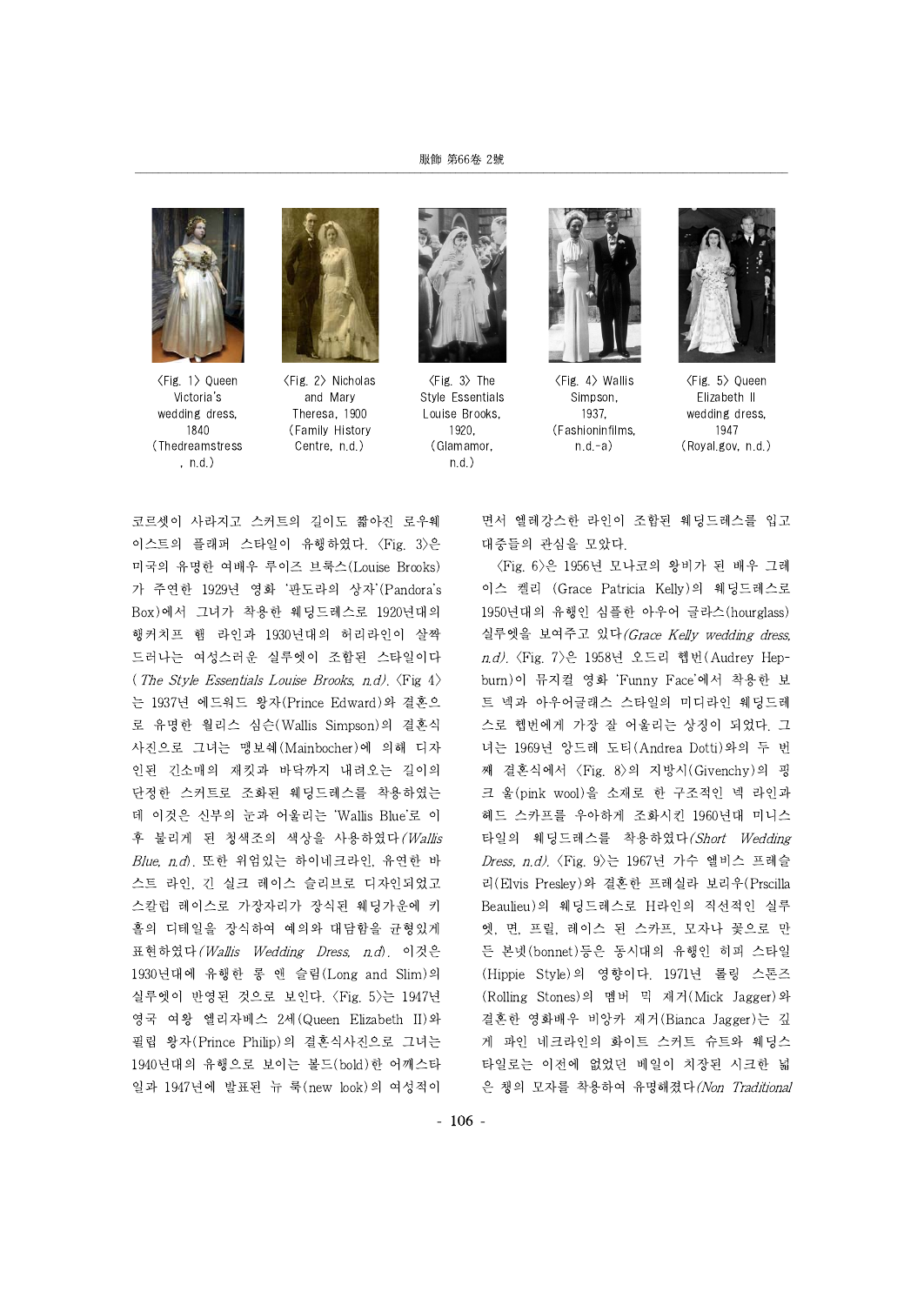〈Fig. 1〉 Queen Victoria's wedding dress, 1840 (Thedreamstress, n.d.)

〈Fig. 2〉 Nicholas and Mary Theresa, 1900 (Family History Centre, n.d.)

〈Fig. 3〉 The Style Essentials Louise Brooks, 1920, (Glamamor, n.d.)

〈Fig. 4〉 Wallis Simpson, 1937, (Fashioninfilms, n.d.-a)

〈Fig. 5〉 Queen Elizabeth II wedding dress, 1947 (Royal.gov, n.d.)

코르셋이 사라지고 스커트의 길이도 짧아진 로우웨이스트의 플래퍼 스타일이 유행하였다. 〈Fig. 3〉은 미국의 유명한 여배우 루이즈 브룩스(Louise Brooks)가 주연한 1929년 영화 '판도라의 상자'(Pandora's Box)에서 그녀가 착용한 웨딩드레스로 1920년대의 행커치프 헴 라인과 1930년대의 허리라인이 살짝 드러나는 여성스러운 실루엣이 조합된 스타일이다 (*The Style Essentials Louise Brooks, n.d*). 〈Fig 4〉는 1937년 에드워드 왕자(Prince Edward)와 결혼으로 유명한 월리스 심슨(Wallis Simpson)의 결혼식 사진으로 그녀는 맹보쉐(Mainbocher)에 의해 디자인된 긴소매의 재킷과 바닥까지 내려오는 길이의 단정한 스커트로 조화된 웨딩드레스를 착용하였는데 이것은 신부의 눈과 어울리는 'Wallis Blue'로 이후 불리게 된 청색조의 색상을 사용하였다(*Wallis Blue, n.d*). 또한 위엄있는 하이네크라인, 유연한 바스트 라인, 긴 실크 레이스 슬리브로 디자인되었고 스칼럽 레이스로 가장자리가 장식된 웨딩가운에 키홀의 디테일을 장식하여 예의와 대담함을 균형있게 표현하였다(*Wallis Wedding Dress, n.d*). 이것은 1930년대에 유행한 롱 앤 슬림(Long and Slim)의 실루엣이 반영된 것으로 보인다. 〈Fig. 5〉는 1947년 영국 여왕 엘리자베스 2세(Queen Elizabeth II)와 필립 왕자(Prince Philip)의 결혼식사진으로 그녀는 1940년대의 유행으로 보이는 볼드(bold)한 어깨스타일과 1947년에 발표된 뉴 룩(new look)의 여성적이면서 엘레강스한 라인이 조합된 웨딩드레스를 입고 대중들의 관심을 모았다.

〈Fig. 6〉은 1956년 모나코의 왕비가 된 배우 그레이스 켈리 (Grace Patricia Kelly)의 웨딩드레스로 1950년대의 유행인 심플한 아우어 글라스(hourglass) 실루엣을 보여주고 있다(*Grace Kelly wedding dress, n.d*). 〈Fig. 7〉은 1958년 오드리 헵번(Audrey Hepburn)이 뮤지컬 영화 'Funny Face'에서 착용한 보트 넥과 아우어글래스 스타일의 미디라인 웨딩드레스로 헵번에게 가장 잘 어울리는 상징이 되었다. 그녀는 1969년 앙드레 도티(Andrea Dotti)와의 두 번째 결혼식에서 〈Fig. 8〉의 지방시(Givenchy)의 핑크 울(pink wool)을 소재로 한 구조적인 넥 라인과 헤드 스카프를 우아하게 조화시킨 1960년대 미니스타일의 웨딩드레스를 착용하였다(*Short Wedding Dress, n.d*). 〈Fig. 9〉는 1967년 가수 엘비스 프레슬리(Elvis Presley)와 결혼한 프레실라 보리우(Prscilla Beaulieu)의 웨딩드레스로 H라인의 직선적인 실루엣, 면, 프릴, 레이스 된 스카프, 모자나 꽃으로 만든 본넷(bonnet)등은 동시대의 유행인 히피 스타일(Hippie Style)의 영향이다. 1971년 롤링 스톤즈(Rolling Stones)의 멤버 믹 재거(Mick Jagger)와 결혼한 영화배우 비앙카 재거(Bianca Jagger)는 깊게 파인 네크라인의 화이트 스커트 슈트와 웨딩스타일로는 이전에 없었던 베일이 치장된 시크한 넓은 챙의 모자를 착용하여 유명해졌다(*Non Traditional*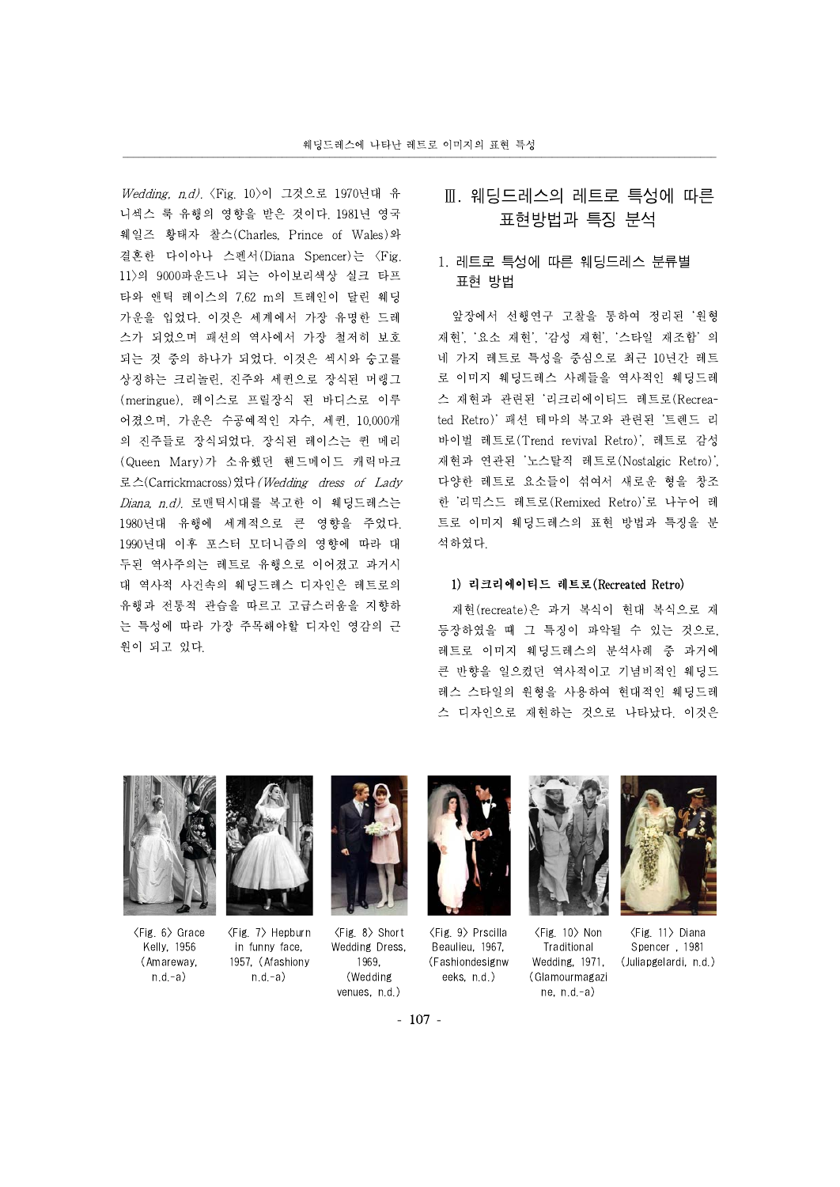*Wedding, n.d).* <Fig. 10>이 그것으로 1970년대 유니섹스 룩 유행의 영향을 받은 것이다. 1981년 영국 웨일즈 황태자 찰스(Charles, Prince of Wales)와 결혼한 다이아나 스펜서(Diana Spencer)는 <Fig. 11>의 9000파운드나 되는 아이보리색상 실크 타프타와 엔틱 레이스의 7.62 m의 트레인이 달린 웨딩 가운을 입었다. 이것은 세계에서 가장 유명한 드레스가 되었으며 패션의 역사에서 가장 철저히 보호되는 것 중의 하나가 되었다. 이것은 섹시와 숭고를 상징하는 크리놀린, 진주와 세퀸으로 장식된 머랭그(meringue), 레이스로 프릴장식 된 바디스로 이루어졌으며, 가운은 수공예적인 자수, 세퀸, 10,000개의 진주들로 장식되었다. 장식된 레이스는 퀸 메리(Queen Mary)가 소유했던 핸드메이드 캐릭마크로스(Carrickmacross)였다*(Wedding dress of Lady Diana, n.d).* 로맨틱시대를 복고한 이 웨딩드레스는 1980년대 유행에 세계적으로 큰 영향을 주었다. 1990년대 이후 포스터 모더니즘의 영향에 따라 대두된 역사주의는 레트로 유행으로 이어졌고 과거시대 역사적 사건속의 웨딩드레스 디자인은 레트로의 유행과 전통적 관습을 따르고 고급스러움을 지향하는 특성에 따라 가장 주목해야할 디자인 영감의 근원이 되고 있다.

# Ⅲ. 웨딩드레스의 레트로 특성에 따른 표현방법과 특징 분석

## 1. 레트로 특성에 따른 웨딩드레스 분류별 표현 방법

앞장에서 선행연구 고찰을 통하여 정리된 '원형 재현', '요소 재현', '감성 재현', '스타일 재조합' 의 네 가지 레트로 특성을 중심으로 최근 10년간 레트로 이미지 웨딩드레스 사례들을 역사적인 웨딩드레스 재현과 관련된 '리크리에이티드 레트로(Recreated Retro)' 패션 테마의 복고와 관련된 '트렌드 리바이벌 레트로(Trend revival Retro)', 레트로 감성 재현과 연관된 '노스탈직 레트로(Nostalgic Retro)', 다양한 레트로 요소들이 섞여서 새로운 형을 창조한 '리믹스드 레트로(Remixed Retro)'로 나누어 레트로 이미지 웨딩드레스의 표현 방법과 특징을 분석하였다.

### 1) 리크리에이티드 레트로(Recreated Retro)

재현(recreate)은 과거 복식이 현대 복식으로 재등장하였을 때 그 특징이 파악될 수 있는 것으로, 레트로 이미지 웨딩드레스의 분석사례 중 과거에 큰 반향을 일으켰던 역사적이고 기념비적인 웨딩드레스 스타일의 원형을 사용하여 현대적인 웨딩드레스 디자인으로 재현하는 것으로 나타났다. 이것은

<Fig. 6> Grace Kelly, 1956 (Amareway, n.d.-a)

<Fig. 7> Hepburn in funny face, 1957, (Afashiony n.d.-a)

<Fig. 8> Short Wedding Dress, 1969, (Wedding venues, n.d.)

<Fig. 9> Prscilla Beaulieu, 1967, (Fashiondesignweeks, n.d.)

<Fig. 10> Non Traditional Wedding, 1971, (Glamourmagazine, n.d.-a)

<Fig. 11> Diana Spencer , 1981 (Juliapgelardi, n.d.)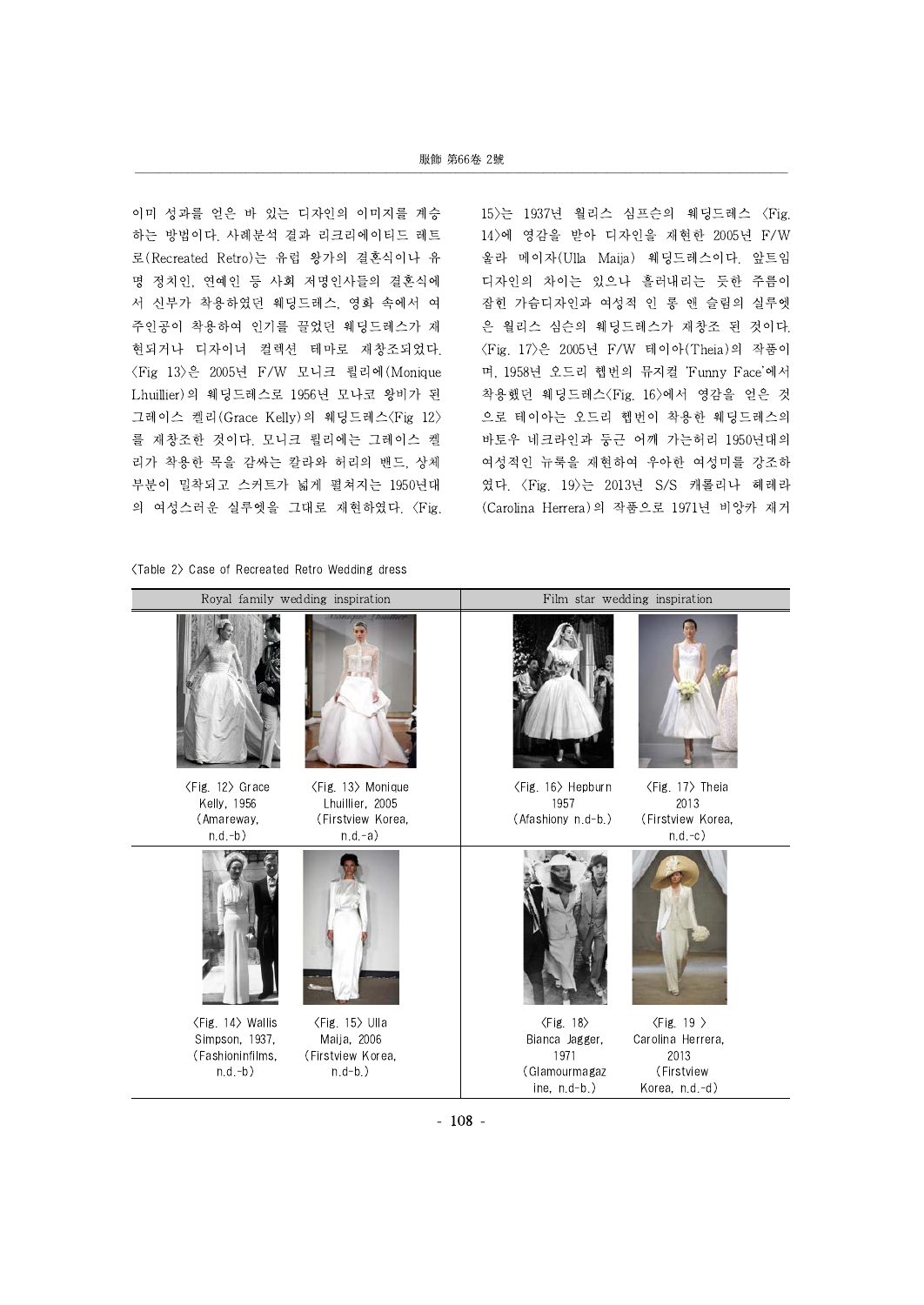이미 성과를 얻은 바 있는 디자인의 이미지를 계승하는 방법이다. 사례분석 결과 리크리에이티드 레트로(Recreated Retro)는 유럽 왕가의 결혼식이나 유명 정치인, 연예인 등 사회 저명인사들의 결혼식에서 신부가 착용하였던 웨딩드레스, 영화 속에서 여주인공이 착용하여 인기를 끌었던 웨딩드레스가 재현되거나 디자이너 컬렉션 테마로 재창조되었다. <Fig 13>은 2005년 F/W 모니크 릴리에(Monique Lhuillier)의 웨딩드레스로 1956년 모나코 왕비가 된 그레이스 켈리(Grace Kelly)의 웨딩드레스<Fig 12>를 재창조한 것이다. 모니크 릴리에는 그레이스 켈리가 착용한 목을 감싸는 칼라와 허리의 밴드, 상체 부분이 밀착되고 스커트가 넓게 펼쳐지는 1950년대의 여성스러운 실루엣을 그대로 재현하였다. <Fig. 15>는 1937년 월리스 심프슨의 웨딩드레스 <Fig. 14>에 영감을 받아 디자인을 재현한 2005년 F/W 울라 메이자(Ulla Maija) 웨딩드레스이다. 앞트임 디자인의 차이는 있으나 흘러내리는 듯한 주름이 잡힌 가슴디자인과 여성적 인 롱 앤 슬림의 실루엣은 월리스 심슨의 웨딩드레스가 재창조 된 것이다. <Fig. 17>은 2005년 F/W 테이아(Theia)의 작품이며, 1958년 오드리 햅번의 뮤지컬 'Funny Face'에서 착용했던 웨딩드레스<Fig. 16>에서 영감을 얻은 것으로 테이아는 오드리 햅번이 착용한 웨딩드레스의 바토우 네크라인과 둥근 어깨 가는허리 1950년대의 여성적인 뉴룩을 재현하여 우아한 여성미를 강조하였다. <Fig. 19>는 2013년 S/S 캐롤리나 헤레라(Carolina Herrera)의 작품으로 1971년 비앙카 재거

<Table 2> Case of Recreated Retro Wedding dress

| Royal family wedding inspiration | | Film star wedding inspiration | |
|---|---|---|---|
| <Fig. 12> Grace Kelly, 1956 (Amareway, n.d.-b) | <Fig. 13> Monique Lhuillier, 2005 (Firstview Korea, n.d.-a) | <Fig. 16> Hepburn 1957 (Afashiony n.d-b.) | <Fig. 17> Theia 2013 (Firstview Korea, n.d.-c) |
| <Fig. 14> Wallis Simpson, 1937, (Fashioninfilms, n.d.-b) | <Fig. 15> Ulla Maija, 2006 (Firstview Korea, n.d-b.) | <Fig. 18> Bianca Jagger, 1971 (Glamourmagazine, n.d-b.) | <Fig. 19 > Carolina Herrera, 2013 (Firstview Korea, n.d.-d) |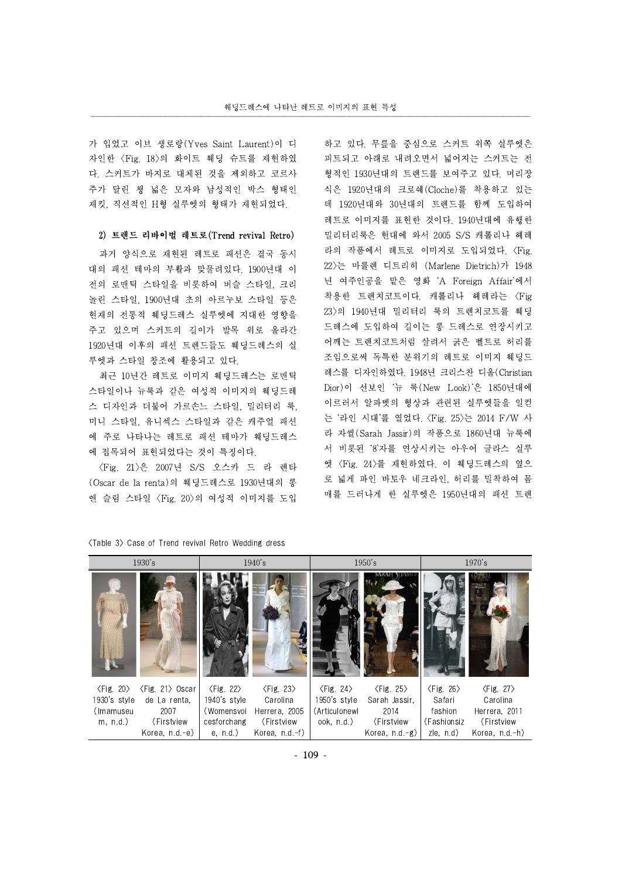가 입었고 이브 생로랑(Yves Saint Laurent)이 디자인한 <Fig. 18>의 화이트 웨딩 슈트를 재현하였다. 스커트가 바지로 대체된 것을 제외하고 코르사주가 달린 챙 넓은 모자와 남성적인 박스 형태인 재킷, 직선적인 H형 실루엣의 형태가 재현되었다.

### 2) 트렌드 리바이벌 레트로(Trend revival Retro)

과거 양식으로 재현된 레트로 패션은 결국 동시대의 패션 테마의 부활과 맞물려있다. 1900년대 이전의 로맨틱 스타일을 비롯하여 버슬 스타일, 크리놀린 스타일, 1900년대 초의 아르누보 스타일 등은 현재의 전통적 웨딩드레스 실루엣에 지대한 영향을 주고 있으며 스커트의 길이가 발목 위로 올라간 1920년대 이후의 패션 트렌드들도 웨딩드레스의 실루엣과 스타일 창조에 활용되고 있다.

최근 10년간 레트로 이미지 웨딩드레스는 로맨틱 스타일이나 뉴룩과 같은 여성적 이미지의 웨딩드레스 디자인과 더불어 가르손느 스타일, 밀리터리 룩, 미니 스타일, 유니섹스 스타일과 같은 캐주얼 패션에 주로 나타나는 레트로 패션 테마가 웨딩드레스에 접목되어 표현되었다는 것이 특징이다.

<Fig. 21>은 2007년 S/S 오스카 드 라 렌타(Oscar de la renta)의 웨딩드레스로 1930년대의 롱 앤 슬림 스타일 <Fig. 20>의 여성적 이미지를 도입하고 있다. 무릎을 중심으로 스커트 위쪽 실루엣은 피트되고 아래로 내려오면서 넓어지는 스커트는 전형적인 1930년대의 트렌드를 보여주고 있다. 머리장식은 1920년대의 크로쉐(Cloche)를 착용하고 있는데 1920년대와 30년대의 트렌드를 함께 도입하여 레트로 이미지를 표현한 것이다. 1940년대에 유행한 밀리터리룩은 현대에 와서 2005 S/S 캐롤리나 헤레라의 작품에서 레트로 이미지로 도입되었다. <Fig. 22>는 마를렌 디트리히 (Marlene Dietrich)가 1948년 여주인공을 맡은 영화 'A Foreign Affair'에서 착용한 트렌치코트이다. 캐롤리나 헤레라는 <Fig 23>의 1940년대 밀리터리 룩의 트렌치코트를 웨딩드레스에 도입하여 길이는 롱 드레스로 연장시키고 어깨는 트렌치코트처럼 살려서 굵은 벨트로 허리를 조임으로써 독특한 분위기의 레트로 이미지 웨딩드레스를 디자인하였다. 1948년 크리스찬 디올(Christian Dior)이 선보인 '뉴 룩(New Look)'은 1850년대에 이르러서 알파벳의 형상과 관련된 실루엣들을 일컫는 '라인 시대'를 열었다. <Fig. 25>는 2014 F/W 사라 자씰(Sarah Jassir)의 작품으로 1860년대 뉴룩에서 비롯된 '8'자를 연상시키는 아우어 글라스 실루엣 <Fig. 24>를 재현하였다. 이 웨딩드레스의 옆으로 넓게 파인 바토우 네크라인, 허리를 밀착하여 몸매를 드러나게 한 실루엣은 1950년대의 패션 트렌

<Table 3> Case of Trend revival Retro Wedding dress

| 1930's | | 1940's | | 1950's | | 1970's | |
|---|---|---|---|---|---|---|---|
| <Fig. 20> 1930's style (Imamuseum, n.d.) | <Fig. 21> Oscar de La renta, 2007 (Firstview Korea, n.d.-e) | <Fig. 22> 1940's style (Womensvoicesforchange, n.d.) | <Fig. 23> Carolina Herrera, 2005 (Firstview Korea, n.d.-f) | <Fig. 24> 1950's style (Articulonewlook, n.d.) | <Fig. 25> Sarah Jassir, 2014 (Firstview Korea, n.d.-g) | <Fig. 26> Safari fashion (Fashionsizzle, n.d) | <Fig. 27> Carolina Herrera, 2011 (Firstview Korea, n.d.-h) |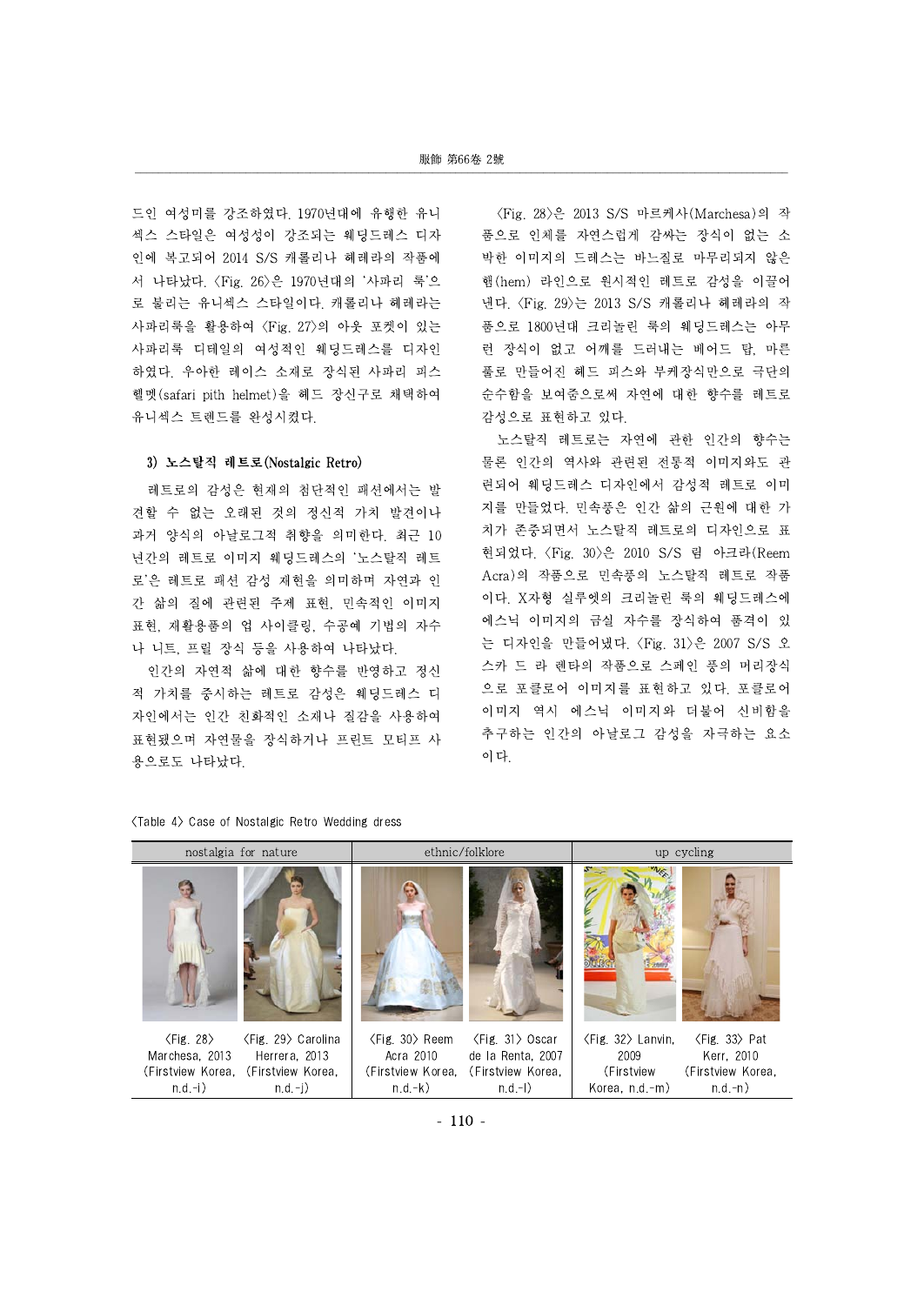드인 여성미를 강조하였다. 1970년대에 유행한 유니섹스 스타일은 여성성이 강조되는 웨딩드레스 디자인에 복고되어 2014 S/S 캐롤리나 헤레라의 작품에서 나타났다. <Fig. 26>은 1970년대의 '사파리 룩'으로 불리는 유니섹스 스타일이다. 캐롤리나 헤레라는 사파리룩을 활용하여 <Fig. 27>의 아웃 포켓이 있는 사파리룩 디테일의 여성적인 웨딩드레스를 디자인하였다. 우아한 레이스 소재로 장식된 사파리 피스 헬멧(safari pith helmet)을 헤드 장신구로 채택하여 유니섹스 트렌드를 완성시켰다.

### 3) 노스탈직 레트로(Nostalgic Retro)

레트로의 감성은 현재의 첨단적인 패션에서는 발견할 수 없는 오래된 것의 정신적 가치 발견이나 과거 양식의 아날로그적 취향을 의미한다. 최근 10년간의 레트로 이미지 웨딩드레스의 '노스탈직 레트로'은 레트로 패션 감성 재현을 의미하며 자연과 인간 삶의 질에 관련된 주제 표현, 민속적인 이미지 표현, 재활용품의 업 사이클링, 수공예 기법의 자수나 니트, 프릴 장식 등을 사용하여 나타났다.

인간의 자연적 삶에 대한 향수를 반영하고 정신적 가치를 중시하는 레트로 감성은 웨딩드레스 디자인에서는 인간 친화적인 소재나 질감을 사용하여 표현됐으며 자연물을 장식하거나 프린트 모티프 사용으로도 나타났다.

<Fig. 28>은 2013 S/S 마르케사(Marchesa)의 작품으로 인체를 자연스럽게 감싸는 장식이 없는 소박한 이미지의 드레스는 바느질로 마무리되지 않은 헴(hem) 라인으로 원시적인 레트로 감성을 이끌어낸다. <Fig. 29>는 2013 S/S 캐롤리나 헤레라의 작품으로 1800년대 크리놀린 룩의 웨딩드레스는 아무런 장식이 없고 어깨를 드러내는 베어드 탑, 마른 풀로 만들어진 헤드 피스와 부케장식만으로 극단의 순수함을 보여줌으로써 자연에 대한 향수를 레트로 감성으로 표현하고 있다.

노스탈직 레트로는 자연에 관한 인간의 향수는 물론 인간의 역사와 관련된 전통적 이미지와도 관련되어 웨딩드레스 디자인에서 감성적 레트로 이미지를 만들었다. 민속풍은 인간 삶의 근원에 대한 가치가 존중되면서 노스탈직 레트로의 디자인으로 표현되었다. <Fig. 30>은 2010 S/S 림 아크라(Reem Acra)의 작품으로 민속풍의 노스탈직 레트로 작품이다. X자형 실루엣의 크리놀린 룩의 웨딩드레스에 에스닉 이미지의 금실 자수를 장식하여 품격이 있는 디자인을 만들어냈다. <Fig. 31>은 2007 S/S 오스카 드 라 렌타의 작품으로 스페인 풍의 머리장식으로 포클로어 이미지를 표현하고 있다. 포클로어 이미지 역시 에스닉 이미지와 더불어 신비함을 추구하는 인간의 아날로그 감성을 자극하는 요소이다.

<Table 4> Case of Nostalgic Retro Wedding dress

| nostalgia for nature | | ethnic/folklore | | up cycling | |
|---|---|---|---|---|---|
| | | | | | |
| <Fig. 28> Marchesa, 2013 (Firstview Korea, n.d.-i) | <Fig. 29> Carolina Herrera, 2013 (Firstview Korea, n.d.-j) | <Fig. 30> Reem Acra 2010 (Firstview Korea, n.d.-k) | <Fig. 31> Oscar de la Renta, 2007 (Firstview Korea, n.d.-l) | <Fig. 32> Lanvin, 2009 (Firstview Korea, n.d.-m) | <Fig. 33> Pat Kerr, 2010 (Firstview Korea, n.d.-n) |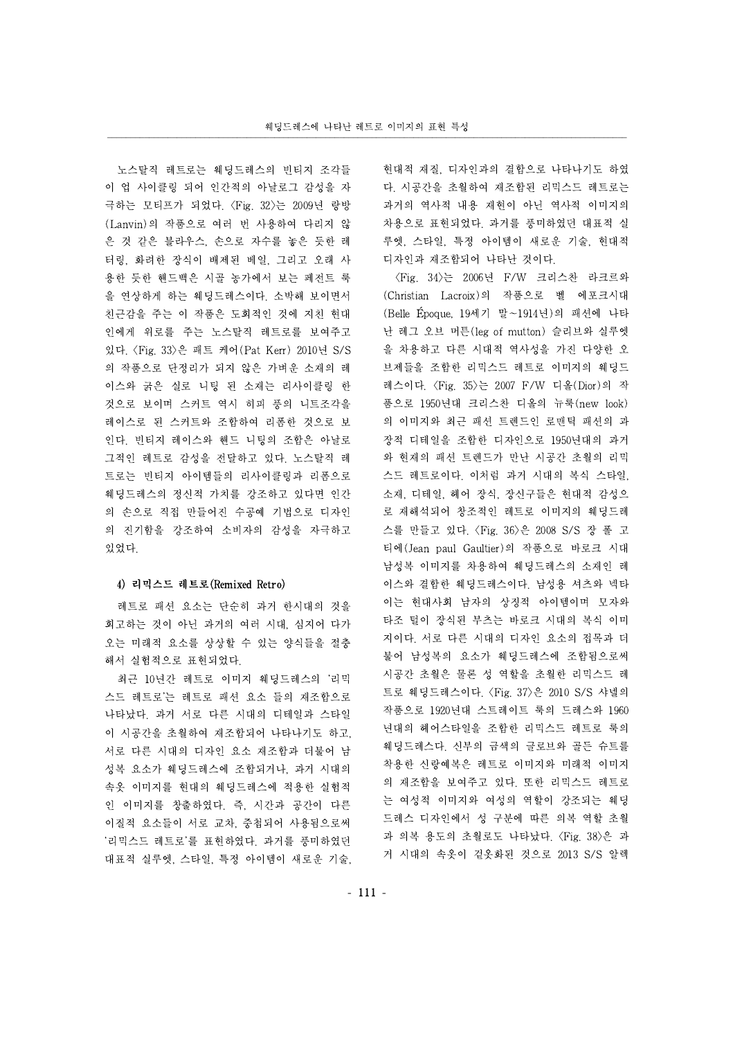노스탈직 레트로는 웨딩드레스의 빈티지 조각들이 업 사이클링 되어 인간적의 아날로그 감성을 자극하는 모티프가 되었다. 〈Fig. 32〉는 2009년 랑방(Lanvin)의 작품으로 여러 번 사용하여 다리지 않은 것 같은 블라우스, 손으로 자수를 놓은 듯한 레터링, 화려한 장식이 배제된 베일, 그리고 오래 사용한 듯한 핸드백은 시골 농가에서 보는 페전트 룩을 연상하게 하는 웨딩드레스이다. 소박해 보이면서 친근감을 주는 이 작품은 도회적인 것에 지친 현대인에게 위로를 주는 노스탈직 레트로를 보여주고 있다. 〈Fig. 33〉은 패트 케어(Pat Kerr) 2010년 S/S의 작품으로 단정리가 되지 않은 가벼운 소재의 레이스와 굵은 실로 니팅 된 소재는 리사이클링 한 것으로 보이며 스커트 역시 히피 풍의 니트조각을 레이스로 된 스커트와 조합하여 리폼한 것으로 보인다. 빈티지 레이스와 핸드 니팅의 조합은 아날로그적인 레트로 감성을 전달하고 있다. 노스탈직 레트로는 빈티지 아이템들의 리사이클링과 리폼으로 웨딩드레스의 정신적 가치를 강조하고 있다면 인간의 손으로 직접 만들어진 수공예 기법으로 디자인의 진기함을 강조하여 소비자의 감성을 자극하고 있었다.

#### 4) 리믹스드 레트로(Remixed Retro)

레트로 패션 요소는 단순히 과거 한시대의 것을 회고하는 것이 아닌 과거의 여러 시대, 심지어 다가오는 미래적 요소를 상상할 수 있는 양식들을 절충해서 실험적으로 표현되었다.

최근 10년간 레트로 이미지 웨딩드레스의 '리믹스드 레트로'는 레트로 패션 요소 들의 재조합으로 나타났다. 과거 서로 다른 시대의 디테일과 스타일이 시공간을 초월하여 재조합되어 나타나기도 하고, 서로 다른 시대의 디자인 요소 재조합과 더불어 남성복 요소가 웨딩드레스에 조합되거나, 과거 시대의 속옷 이미지를 현대의 웨딩드레스에 적용한 실험적인 이미지를 창출하였다. 즉, 시간과 공간이 다른 이질적 요소들이 서로 교차, 중첩되어 사용됨으로써 '리믹스드 레트로'를 표현하였다. 과거를 풍미하였던 대표적 실루엣, 스타일, 특정 아이템이 새로운 기술, 현대적 재질, 디자인과의 결합으로 나타나기도 하였다. 시공간을 초월하여 재조합된 리믹스드 레트로는 과거의 역사적 내용 재현이 아닌 역사적 이미지의 차용으로 표현되었다. 과거를 풍미하였던 대표적 실루엣, 스타일, 특정 아이템이 새로운 기술, 현대적 디자인과 재조합되어 나타난 것이다.

〈Fig. 34〉는 2006년 F/W 크리스찬 라크르와(Christian Lacroix)의 작품으로 벨 에포크시대(Belle Époque, 19세기 말~1914년)의 패션에 나타난 레그 오브 머튼(leg of mutton) 슬리브와 실루엣을 차용하고 다른 시대적 역사성을 가진 다양한 오브제들을 조합한 리믹스드 레트로 이미지의 웨딩드레스이다. 〈Fig. 35〉는 2007 F/W 디올(Dior)의 작품으로 1950년대 크리스찬 디올의 뉴룩(new look)의 이미지와 최근 패션 트렌드인 로맨틱 패션의 과장적 디테일을 조합한 디자인으로 1950년대의 과거와 현재의 패션 트렌드가 만난 시공간 초월의 리믹스드 레트로이다. 이처럼 과거 시대의 복식 스타일, 소재, 디테일, 헤어 장식, 장신구들은 현대적 감성으로 재해석되어 창조적인 레트로 이미지의 웨딩드레스를 만들고 있다. 〈Fig. 36〉은 2008 S/S 장 폴 고티에(Jean paul Gaultier)의 작품으로 바로크 시대 남성복 이미지를 차용하여 웨딩드레스의 소재인 레이스와 결합한 웨딩드레스이다. 남성용 셔츠와 넥타이는 현대사회 남자의 상징적 아이템이며 모자와 타조 털이 장식된 부츠는 바로크 시대의 복식 이미지이다. 서로 다른 시대의 디자인 요소의 접목과 더불어 남성복의 요소가 웨딩드레스에 조합됨으로써 시공간 초월은 물론 성 역할을 초월한 리믹스드 레트로 웨딩드레스이다. 〈Fig. 37〉은 2010 S/S 샤넬의 작품으로 1920년대 스트레이트 룩의 드레스와 1960년대의 헤어스타일을 조합한 리믹스드 레트로 룩의 웨딩드레스다. 신부의 금색의 글로브와 골든 슈트를 착용한 신랑예복은 레트로 이미지와 미래적 이미지의 재조합을 보여주고 있다. 또한 리믹스드 레트로는 여성적 이미지와 여성의 역할이 강조되는 웨딩드레스 디자인에서 성 구분에 따른 의복 역할 초월과 의복 용도의 초월로도 나타났다. 〈Fig. 38〉은 과거 시대의 속옷이 겉옷화된 것으로 2013 S/S 알렉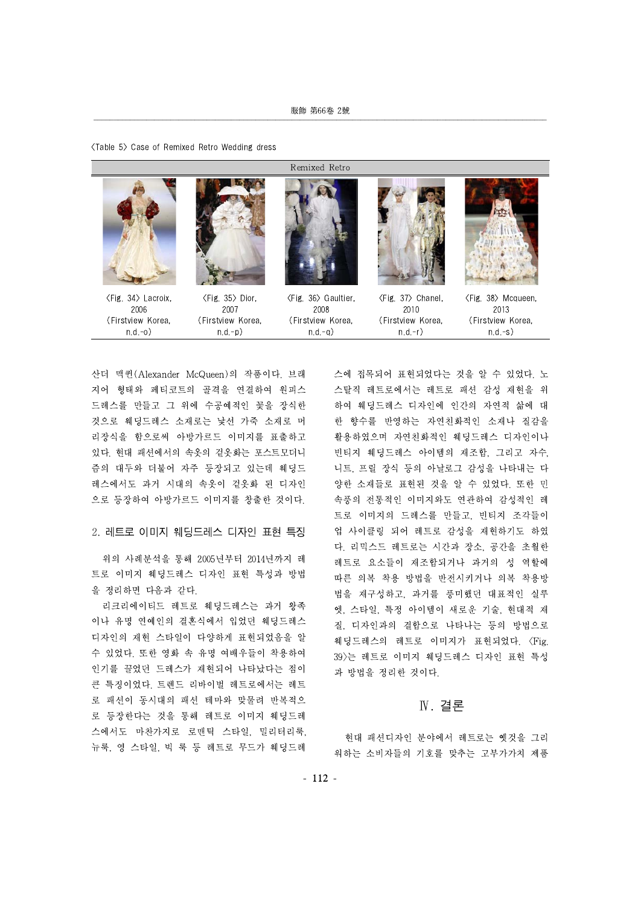〈Table 5〉 Case of Remixed Retro Wedding dress

| Remixed Retro | | | | |
|---|---|---|---|---|
| 〈Fig. 34〉 Lacroix, 2006 (Firstview Korea, n.d.-o) | 〈Fig. 35〉 Dior, 2007 (Firstview Korea, n.d.-p) | 〈Fig. 36〉 Gaultier, 2008 (Firstview Korea, n.d.-q) | 〈Fig. 37〉 Chanel, 2010 (Firstview Korea, n.d.-r) | 〈Fig. 38〉 Mcqueen, 2013 (Firstview Korea, n.d.-s) |

산더 맥퀸(Alexander McQueen)의 작품이다. 브래지어 형태와 페티코트의 골격을 연결하여 원피스 드레스를 만들고 그 위에 수공예적인 꽃을 장식한 것으로 웨딩드레스 소재로는 낯선 가죽 소재로 머리장식을 함으로써 아방가르드 이미지를 표출하고 있다. 현대 패션에서의 속옷의 겉옷화는 포스트모더니즘의 대두와 더불어 자주 등장되고 있는데 웨딩드레스에서도 과거 시대의 속옷이 겉옷화 된 디자인으로 등장하여 아방가르드 이미지를 창출한 것이다.

## 2. 레트로 이미지 웨딩드레스 디자인 표현 특징

위의 사례분석을 통해 2005년부터 2014년까지 레트로 이미지 웨딩드레스 디자인 표현 특성과 방법을 정리하면 다음과 같다.

리크리에이티드 레트로 웨딩드레스는 과거 왕족이나 유명 연예인의 결혼식에서 입었던 웨딩드레스 디자인의 재현 스타일이 다양하게 표현되었음을 알 수 있었다. 또한 영화 속 유명 여배우들이 착용하여 인기를 끌었던 드레스가 재현되어 나타났다는 점이 큰 특징이었다. 트렌드 리바이벌 레트로에서는 레트로 패션이 동시대의 패션 테마와 맞물려 반복적으로 등장한다는 것을 통해 레트로 이미지 웨딩드레스에서도 마찬가지로 로맨틱 스타일, 밀리터리룩, 뉴룩, 영 스타일, 빅 룩 등 레트로 무드가 웨딩드레스에 접목되어 표현되었다는 것을 알 수 있었다. 노스탤직 레트로에서는 레트로 패션 감성 재현을 위하여 웨딩드레스 디자인에 인간의 자연적 삶에 대한 향수를 반영하는 자연친화적인 소재나 질감을 활용하였으며 자연친화적인 웨딩드레스 디자인이나 빈티지 웨딩드레스 아이템의 재조합, 그리고 자수, 니트, 프릴 장식 등의 아날로그 감성을 나타내는 다양한 소재들로 표현된 것을 알 수 있었다. 또한 민속풍의 전통적인 이미지와도 연관하여 감성적인 레트로 이미지의 드레스를 만들고, 빈티지 조각들이 업 사이클링 되어 레트로 감성을 재현하기도 하였다. 리믹스드 레트로는 시간과 장소, 공간을 초월한 레트로 요소들이 재조합되거나 과거의 성 역할에 따른 의복 착용 방법을 반전시키거나 의복 착용방법을 재구성하고, 과거를 풍미했던 대표적인 실루엣, 스타일, 특정 아이템이 새로운 기술, 현대적 재질, 디자인과의 결합으로 나타나는 등의 방법으로 웨딩드레스의 레트로 이미지가 표현되었다. 〈Fig. 39〉는 레트로 이미지 웨딩드레스 디자인 표현 특성과 방법을 정리한 것이다.

# Ⅳ. 결론

현대 패션디자인 분야에서 레트로는 옛것을 그리워하는 소비자들의 기호를 맞추는 고부가가치 제품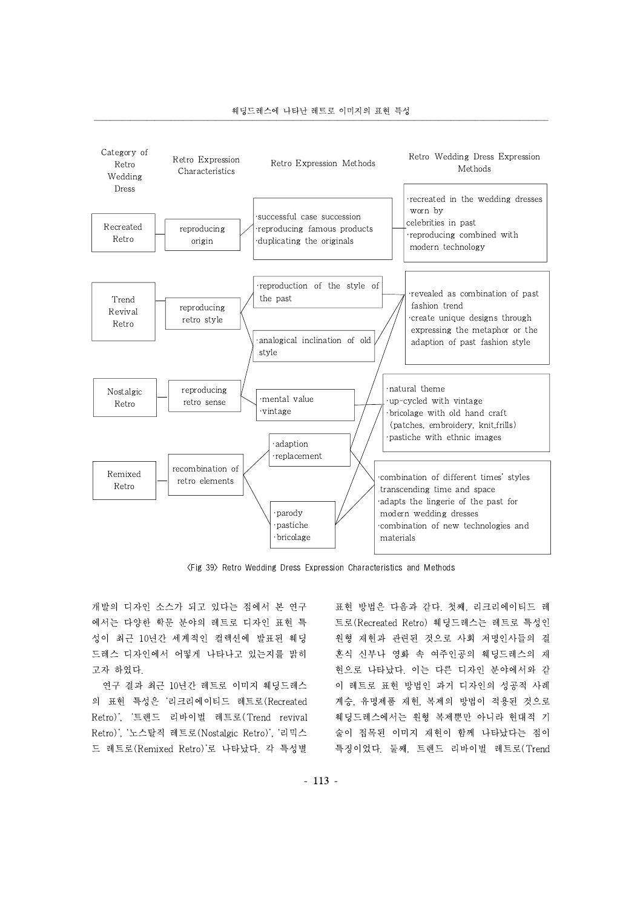| Category of Retro Wedding Dress | Retro Expression Characteristics | Retro Expression Methods | Retro Wedding Dress Expression Methods |
| --- | --- | --- | --- |
| Recreated Retro | reproducing origin | ·successful case succession<br>·reproducing famous products<br>·duplicating the originals | ·recreated in the wedding dresses worn by celebrities in past<br>·reproducing combined with modern technology |
| Trend Revival Retro | reproducing retro style | ·reproduction of the style of the past<br>·analogical inclination of old style | ·revealed as combination of past fashion trend<br>·create unique designs through expressing the metaphor or the adaption of past fashion style |
| Nostalgic Retro | reproducing retro sense | ·mental value<br>·vintage | ·natural theme<br>·up-cycled with vintage<br>·bricolage with old hand craft (patches, embroidery, knit,frills)<br>·pastiche with ethnic images |
| Remixed Retro | recombination of retro elements | ·adaption<br>·replacement<br>·parody<br>·pastiche<br>·bricolage | ·combination of different times' styles transcending time and space<br>·adapts the lingerie of the past for modern wedding dresses<br>·combination of new technologies and materials |

<Fig 39> Retro Wedding Dress Expression Characteristics and Methods

개발의 디자인 소스가 되고 있다는 점에서 본 연구에서는 다양한 학문 분야의 레트로 디자인 표현 특성이 최근 10년간 세계적인 컬렉션에 발표된 웨딩드레스 디자인에서 어떻게 나타나고 있는지를 밝히고자 하였다.

연구 결과 최근 10년간 레트로 이미지 웨딩드레스의 표현 특성은 '리크리에이티드 레트로(Recreated Retro)', '트렌드 리바이벌 레트로(Trend revival Retro)', '노스탈직 레트로(Nostalgic Retro)', '리믹스드 레트로(Remixed Retro)'로 나타났다. 각 특성별 표현 방법은 다음과 같다. 첫째, 리크리에이티드 레트로(Recreated Retro) 웨딩드레스는 레트로 특성인 원형 재현과 관련된 것으로 사회 저명인사들의 결혼식 신부나 영화 속 여주인공의 웨딩드레스의 재현으로 나타났다. 이는 다른 디자인 분야에서와 같이 레트로 표현 방법인 과거 디자인의 성공적 사례 계승, 유명제품 재현, 복제의 방법이 적용된 것으로 웨딩드레스에서는 원형 복제뿐만 아니라 현대적 기술이 접목된 이미지 재현이 함께 나타났다는 점이 특징이었다. 둘째, 트렌드 리바이벌 레트로(Trend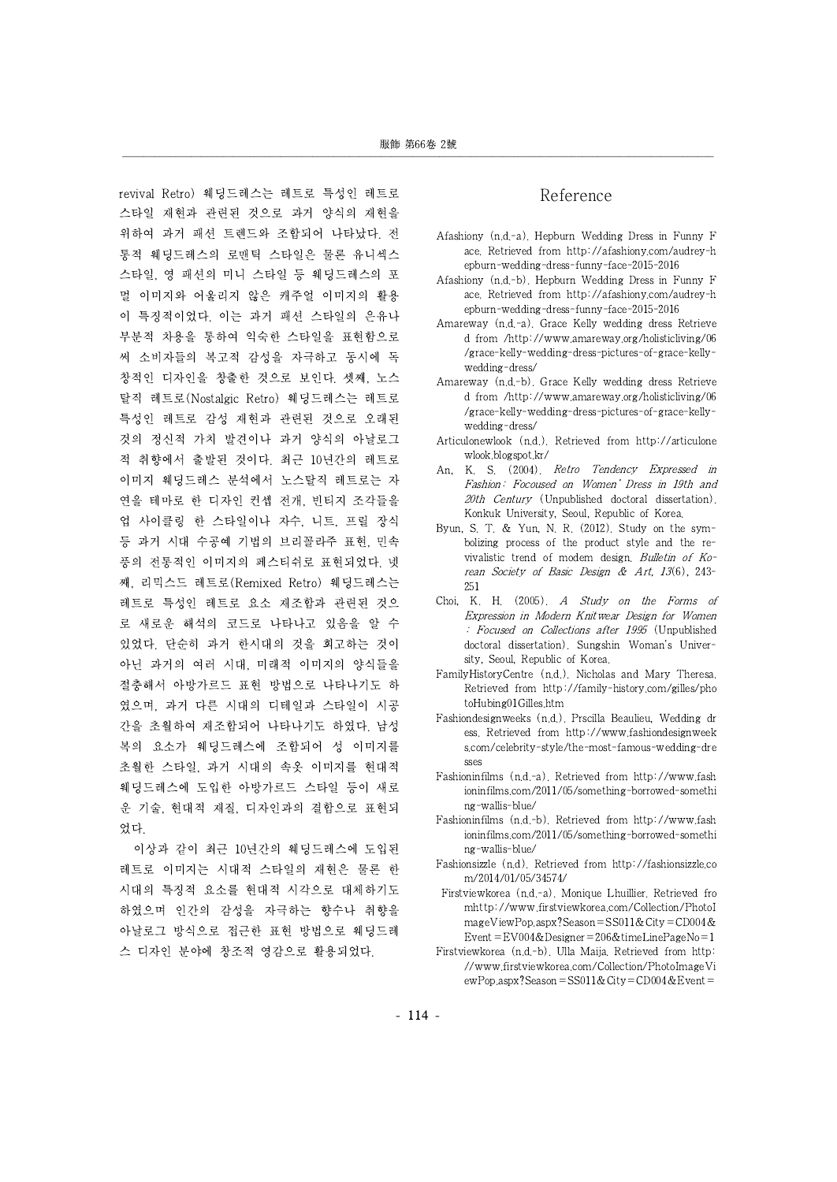revival Retro) 웨딩드레스는 레트로 특성인 레트로 스타일 재현과 관련된 것으로 과거 양식의 재현을 위하여 과거 패션 트렌드와 조합되어 나타났다. 전통적 웨딩드레스의 로맨틱 스타일은 물론 유니섹스 스타일, 영 패션의 미니 스타일 등 웨딩드레스의 포멀 이미지와 어울리지 않은 캐주얼 이미지의 활용이 특징적이었다. 이는 과거 패션 스타일의 은유나 부분적 차용을 통하여 익숙한 스타일을 표현함으로써 소비자들의 복고적 감성을 자극하고 동시에 독창적인 디자인을 창출한 것으로 보인다. 셋째, 노스탤직 레트로(Nostalgic Retro) 웨딩드레스는 레트로 특성인 레트로 감성 재현과 관련된 것으로 오래된 것의 정신적 가치 발견이나 과거 양식의 아날로그적 취향에서 출발된 것이다. 최근 10년간의 레트로 이미지 웨딩드레스 분석에서 노스탤직 레트로는 자연을 테마로 한 디자인 컨셉 전개, 빈티지 조각들을 업 사이클링 한 스타일이나 자수, 니트, 프릴 장식 등 과거 시대 수공예 기법의 브리꼴라주 표현, 민속풍의 전통적인 이미지의 페스티쉬로 표현되었다. 넷째, 리믹스드 레트로(Remixed Retro) 웨딩드레스는 레트로 특성인 레트로 요소 재조합과 관련된 것으로 새로운 해석의 코드로 나타나고 있음을 알 수 있었다. 단순히 과거 한시대의 것을 회고하는 것이 아닌 과거의 여러 시대, 미래적 이미지의 양식들을 절충해서 아방가르드 표현 방법으로 나타나기도 하였으며, 과거 다른 시대의 디테일과 스타일이 시공간을 초월하여 재조합되어 나타나기도 하였다. 남성복의 요소가 웨딩드레스에 조합되어 성 이미지를 초월한 스타일, 과거 시대의 속옷 이미지를 현대적 웨딩드레스에 도입한 아방가르드 스타일 등이 새로운 기술, 현대적 재질, 디자인과의 결합으로 표현되었다.

이상과 같이 최근 10년간의 웨딩드레스에 도입된 레트로 이미지는 시대적 스타일의 재현은 물론 한 시대의 특징적 요소를 현대적 시각으로 대체하기도 하였으며 인간의 감성을 자극하는 향수나 취향을 아날로그 방식으로 접근한 표현 방법으로 웨딩드레스 디자인 분야에 창조적 영감으로 활용되었다.

# Reference

Afashiony (n.d.-a). Hepburn Wedding Dress in Funny Face. Retrieved from http://afashiony.com/audrey-hepburn-wedding-dress-funny-face-2015-2016

Afashiony (n.d.-b). Hepburn Wedding Dress in Funny Face. Retrieved from http://afashiony.com/audrey-hepburn-wedding-dress-funny-face-2015-2016

Amareway (n.d.-a). Grace Kelly wedding dress Retrieved from /http://www.amareway.org/holisticliving/06/grace-kelly-wedding-dress-pictures-of-grace-kelly-wedding-dress/

Amareway (n.d.-b). Grace Kelly wedding dress Retrieved from /http://www.amareway.org/holisticliving/06/grace-kelly-wedding-dress-pictures-of-grace-kelly-wedding-dress/

Articulonewlook (n.d.). Retrieved from http://articulonewlook.blogspot.kr/

An, K. S. (2004). *Retro Tendency Expressed in Fashion: Focoused on Women' Dress in 19th and 20th Century* (Unpublished doctoral dissertation). Konkuk University, Seoul, Republic of Korea.

Byun, S. T. & Yun, N. R. (2012). Study on the symbolizing process of the product style and the revivalistic trend of modem design. *Bulletin of Korean Society of Basic Design & Art, 13*(6), 243-251

Choi, K. H. (2005). *A Study on the Forms of Expression in Modern Knitwear Design for Women : Focused on Collections after 1995* (Unpublished doctoral dissertation). Sungshin Woman's University, Seoul, Republic of Korea.

FamilyHistoryCentre (n.d.). Nicholas and Mary Theresa. Retrieved from http://family-history.com/gilles/photoHubing01Gilles.htm

Fashiondesignweeks (n.d.). Prscilla Beaulieu, Wedding dress. Retrieved from http://www.fashiondesignweeks.com/celebrity-style/the-most-famous-wedding-dresses

Fashioninfilms (n.d.-a). Retrieved from http://www.fashioninfilms.com/2011/05/something-borrowed-something-wallis-blue/

Fashioninfilms (n.d.-b). Retrieved from http://www.fashioninfilms.com/2011/05/something-borrowed-something-wallis-blue/

Fashionsizzle (n.d). Retrieved from http://fashionsizzle.com/2014/01/05/34574/

Firstviewkorea (n.d.-a). Monique Lhuillier. Retrieved from http://www.firstviewkorea.com/Collection/PhotoImageViewPop.aspx?Season=SS011&City=CD004&Event=EV004&Designer=206&timeLinePageNo=1

Firstviewkorea (n.d.-b). Ulla Maija. Retrieved from http://www.firstviewkorea.com/Collection/PhotoImageViewPop.aspx?Season=SS011&City=CD004&Event=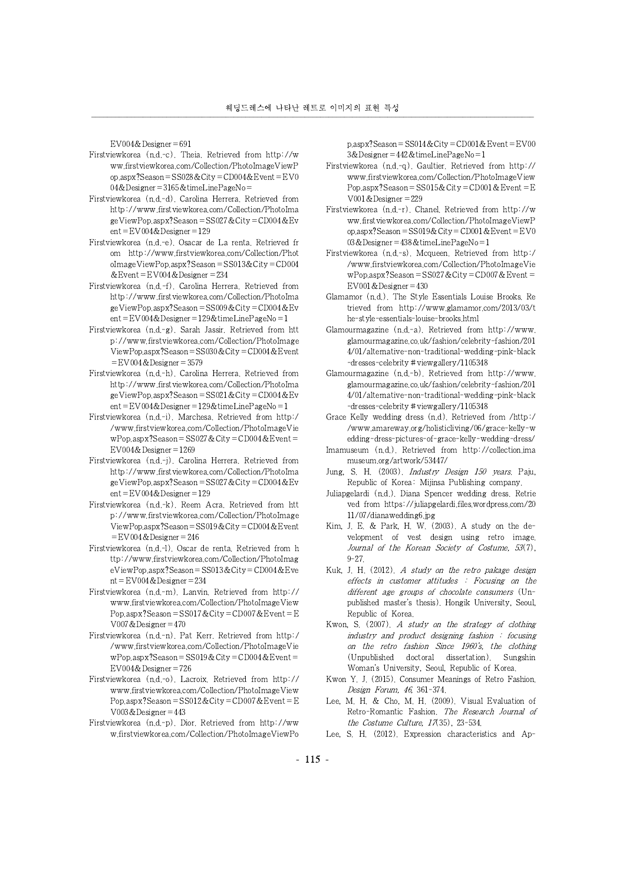EV004&Designer=691

Firstviewkorea (n.d.-c). Theia. Retrieved from http://www.firstviewkorea.com/Collection/PhotoImageViewPop.aspx?Season=SS028&City=CD004&Event=EV004&Designer=3165&timeLinePageNo=

Firstviewkorea (n.d.-d). Carolina Herrera. Retrieved from http://www.firstviewkorea.com/Collection/PhotoImageViewPop.aspx?Season=SS027&City=CD004&Event=EV004&Designer=129

Firstviewkorea (n.d.-e). Osacar de La renta. Retrieved from http://www.firstviewkorea.com/Collection/PhotoImageViewPop.aspx?Season=SS013&City=CD004&Event=EV004&Designer=234

Firstviewkorea (n.d.-f). Carolina Herrera. Retrieved from http://www.firstviewkorea.com/Collection/PhotoImageViewPop.aspx?Season=SS009&City=CD004&Event=EV004&Designer=129&timeLinePageNo=1

Firstviewkorea (n.d.-g). Sarah Jassir. Retrieved from http://www.firstviewkorea.com/Collection/PhotoImageViewPop.aspx?Season=SS030&City=CD004&Event=EV004&Designer=3579

Firstviewkorea (n.d.-h). Carolina Herrera. Retrieved from http://www.firstviewkorea.com/Collection/PhotoImageViewPop.aspx?Season=SS021&City=CD004&Event=EV004&Designer=129&timeLinePageNo=1

Firstviewkorea (n.d.-i). Marchesa. Retrieved from http://www.firstviewkorea.com/Collection/PhotoImageViewPop.aspx?Season=SS027&City=CD004&Event=EV004&Designer=1269

Firstviewkorea (n.d.-j). Carolina Herrera. Retrieved from http://www.firstviewkorea.com/Collection/PhotoImageViewPop.aspx?Season=SS027&City=CD004&Event=EV004&Designer=129

Firstviewkorea (n.d.-k). Reem Acra. Retrieved from http://www.firstviewkorea.com/Collection/PhotoImageViewPop.aspx?Season=SS019&City=CD004&Event=EV004&Designer=246

Firstviewkorea (n.d.-l). Oscar de renta. Retrieved from http://www.firstviewkorea.com/Collection/PhotoImageViewPop.aspx?Season=SS013&City=CD004&Event=EV004&Designer=234

Firstviewkorea (n.d.-m). Lanvin. Retrieved from http://www.firstviewkorea.com/Collection/PhotoImageViewPop.aspx?Season=SS017&City=CD007&Event=EV007&Designer=470

Firstviewkorea (n.d.-n). Pat Kerr. Retrieved from http://www.firstviewkorea.com/Collection/PhotoImageViewPop.aspx?Season=SS019&City=CD004&Event=EV004&Designer=726

Firstviewkorea (n.d.-o). Lacroix. Retrieved from http://www.firstviewkorea.com/Collection/PhotoImageViewPop.aspx?Season=SS012&City=CD007&Event=EV003&Designer=443

Firstviewkorea (n.d.-p). Dior. Retrieved from http://www.firstviewkorea.com/Collection/PhotoImageViewPop.aspx?Season=SS014&City=CD001&Event=EV003&Designer=442&timeLinePageNo=1

Firstviewkorea (n.d.-q). Gaultier. Retrieved from http://www.firstviewkorea.com/Collection/PhotoImageViewPop.aspx?Season=SS015&City=CD001&Event=EV001&Designer=229

Firstviewkorea (n.d.-r). Chanel. Retrieved from http://www.firstviewkorea.com/Collection/PhotoImageViewPop.aspx?Season=SS019&City=CD001&Event=EV003&Designer=438&timeLinePageNo=1

Firstviewkorea (n.d.-s). Mcqueen. Retrieved from http://www.firstviewkorea.com/Collection/PhotoImageViewPop.aspx?Season=SS027&City=CD007&Event=EV001&Designer=430

Glamamor (n.d.). The Style Essentials Louise Brooks. Retrieved from http://www.glamamor.com/2013/03/the-style-essentials-louise-brooks.html

Glamourmagazine (n.d.-a). Retrieved from http://www.glamourmagazine.co.uk/fashion/celebrity-fashion/2014/01/alternative-non-traditional-wedding-pink-black-dresses-celebrity#viewgallery/1105348

Glamourmagazine (n.d.-b). Retrieved from http://www.glamourmagazine.co.uk/fashion/celebrity-fashion/2014/01/alternative-non-traditional-wedding-pink-black-dresses-celebrity#viewgallery/1105348

Grace Kelly wedding dress (n.d). Retrieved from /http://www.amareway.org/holisticliving/06/grace-kelly-wedding-dress-pictures-of-grace-kelly-wedding-dress/

Imamuseum (n.d.). Retrieved from http://collection.imamuseum.org/artwork/53447/

Jung, S. H. (2003). *Industry Design 150 years*. Paju, Republic of Korea: Mijinsa Publishing company.

Juliapgelardi (n.d.). Diana Spencer wedding dress. Retrieved from https://juliapgelardi.files.wordpress.com/2011/07/dianawedding6.jpg

Kim, J. E. & Park, H. W. (2003). A study on the development of vest design using retro image. *Journal of the Korean Society of Costume, 53*(7), 9-27.

Kuk, J. H. (2012). *A study on the retro pakage design effects in customer attitudes : Focusing on the different age groups of chocolate consumers* (Unpublished master's thesis). Hongik University, Seoul, Republic of Korea.

Kwon, S. (2007). *A study on the strategy of clothing industry and product designing fashion : focusing on the retro fashion Since 1960's, the clothing* (Unpublished doctoral dissertation). Sungshin Woman's University, Seoul, Republic of Korea.

Kwon Y. J. (2015). Consumer Meanings of Retro Fashion. *Design Forum, 46*, 361-374.

Lee, M. H. & Cho, M. H. (2009). Visual Evaluation of Retro-Romantic Fashion. *The Research Journal of the Costume Culture, 17*(35), 23-534.

Lee, S. H. (2012). Expression characteristics and Ap-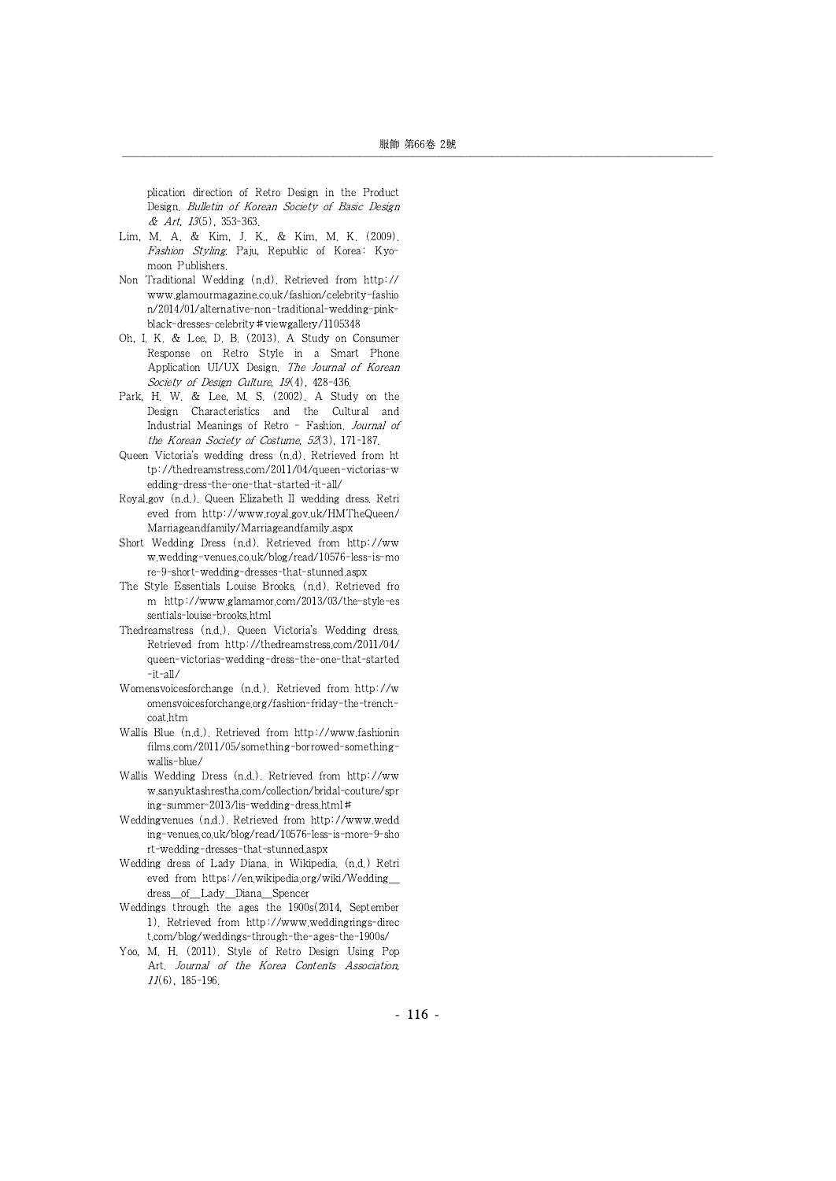plication direction of Retro Design in the Product Design. *Bulletin of Korean Society of Basic Design & Art, 13*(5), 353-363.

Lim, M. A. & Kim, J. K., & Kim, M. K. (2009). *Fashion Styling*. Paju, Republic of Korea: Kyomoon Publishers.

Non Traditional Wedding (n.d). Retrieved from http://www.glamourmagazine.co.uk/fashion/celebrity-fashion/2014/01/alternative-non-traditional-wedding-pink-black-dresses-celebrity#viewgallery/1105348

Oh, I. K. & Lee, D. B. (2013). A Study on Consumer Response on Retro Style in a Smart Phone Application UI/UX Design. *The Journal of Korean Society of Design Culture, 19*(4), 428-436.

Park, H. W. & Lee, M. S. (2002). A Study on the Design Characteristics and the Cultural and Industrial Meanings of Retro - Fashion. *Journal of the Korean Society of Costume, 52*(3), 171-187.

Queen Victoria's wedding dress (n.d). Retrieved from http://thedreamstress.com/2011/04/queen-victorias-wedding-dress-the-one-that-started-it-all/

Royal.gov (n.d.). Queen Elizabeth II wedding dress. Retrieved from http://www.royal.gov.uk/HMTheQueen/Marriageandfamily/Marriageandfamily.aspx

Short Wedding Dress (n.d). Retrieved from http://www.wedding-venues.co.uk/blog/read/10576-less-is-more-9-short-wedding-dresses-that-stunned.aspx

The Style Essentials Louise Brooks. (n.d). Retrieved from http://www.glamamor.com/2013/03/the-style-essentials-louise-brooks.html

Thedreamstress (n.d.). Queen Victoria's Wedding dress. Retrieved from http://thedreamstress.com/2011/04/queen-victorias-wedding-dress-the-one-that-started-it-all/

Womensvoicesforchange (n.d.). Retrieved from http://womensvoicesforchange.org/fashion-friday-the-trench-coat.htm

Wallis Blue (n.d.). Retrieved from http://www.fashioninfilms.com/2011/05/something-borrowed-something-wallis-blue/

Wallis Wedding Dress (n.d.). Retrieved from http://www.sanyuktashrestha.com/collection/bridal-couture/spring-summer-2013/lis-wedding-dress.html#

Weddingvenues (n.d.). Retrieved from http://www.wedding-venues.co.uk/blog/read/10576-less-is-more-9-short-wedding-dresses-that-stunned.aspx

Wedding dress of Lady Diana. in Wikipedia. (n.d.) Retrieved from https://en.wikipedia.org/wiki/Wedding_dress_of_Lady_Diana_Spencer

Weddings through the ages the 1900s(2014, September 1). Retrieved from http://www.weddingrings-direct.com/blog/weddings-through-the-ages-the-1900s/

Yoo, M. H. (2011). Style of Retro Design Using Pop Art. *Journal of the Korea Contents Association, 11*(6), 185-196.